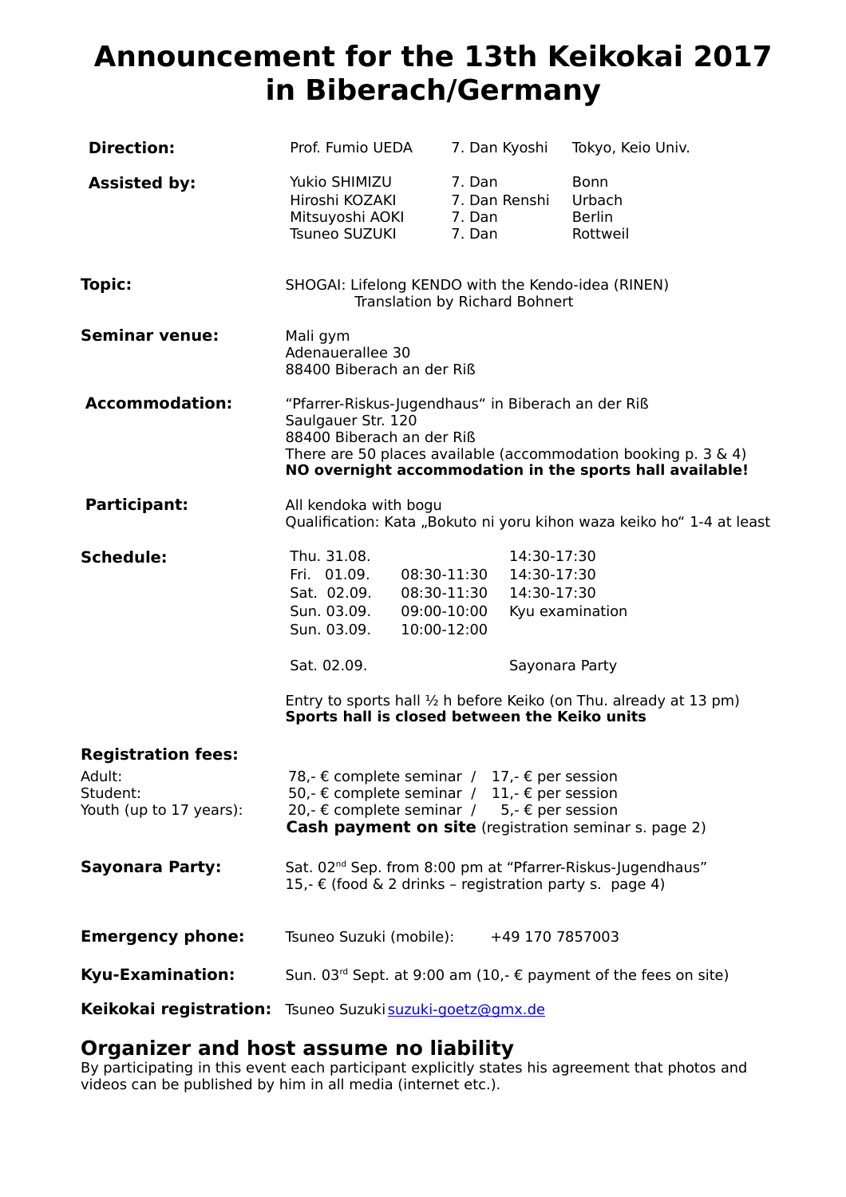# Announcement for the 13th Keikokai 2017 in Biberach/Germany

| | | | |
|---|---|---|---|
| **Direction:** | Prof. Fumio UEDA | 7. Dan Kyoshi | Tokyo, Keio Univ. |
| **Assisted by:** | Yukio SHIMIZU | 7. Dan | Bonn |
| | Hiroshi KOZAKI | 7. Dan Renshi | Urbach |
| | Mitsuyoshi AOKI | 7. Dan | Berlin |
| | Tsuneo SUZUKI | 7. Dan | Rottweil |

**Topic:** SHOGAI: Lifelong KENDO with the Kendo-idea (RINEN)
Translation by Richard Bohnert

**Seminar venue:**
Mali gym
Adenauerallee 30
88400 Biberach an der Riß

**Accommodation:**
“Pfarrer-Riskus-Jugendhaus“ in Biberach an der Riß
Saulgauer Str. 120
88400 Biberach an der Riß
There are 50 places available (accommodation booking p. 3 & 4)
**NO overnight accommodation in the sports hall available!**

**Participant:**
All kendoka with bogu
Qualification: Kata „Bokuto ni yoru kihon waza keiko ho“ 1-4 at least

**Schedule:**

| | | |
|---|---|---|
| Thu. 31.08. | | 14:30-17:30 |
| Fri. 01.09. | 08:30-11:30 | 14:30-17:30 |
| Sat. 02.09. | 08:30-11:30 | 14:30-17:30 |
| Sun. 03.09. | 09:00-10:00 | Kyu examination |
| Sun. 03.09. | 10:00-12:00 | |
| Sat. 02.09. | | Sayonara Party |

Entry to sports hall ½ h before Keiko (on Thu. already at 13 pm)
**Sports hall is closed between the Keiko units**

**Registration fees:**

| | | |
|---|---|---|
| Adult: | 78,- € complete seminar | 17,- € per session |
| Student: | 50,- € complete seminar | 11,- € per session |
| Youth (up to 17 years): | 20,- € complete seminar | 5,- € per session |

**Cash payment on site** (registration seminar s. page 2)

**Sayonara Party:**
Sat. 02nd Sep. from 8:00 pm at “Pfarrer-Riskus-Jugendhaus”
15,- € (food & 2 drinks – registration party s. page 4)

**Emergency phone:** Tsuneo Suzuki (mobile): +49 170 7857003

**Kyu-Examination:** Sun. 03rd Sept. at 9:00 am (10,- € payment of the fees on site)

**Keikokai registration:** Tsuneo Suzuki suzuki-goetz@gmx.de

## Organizer and host assume no liability

By participating in this event each participant explicitly states his agreement that photos and videos can be published by him in all media (internet etc.).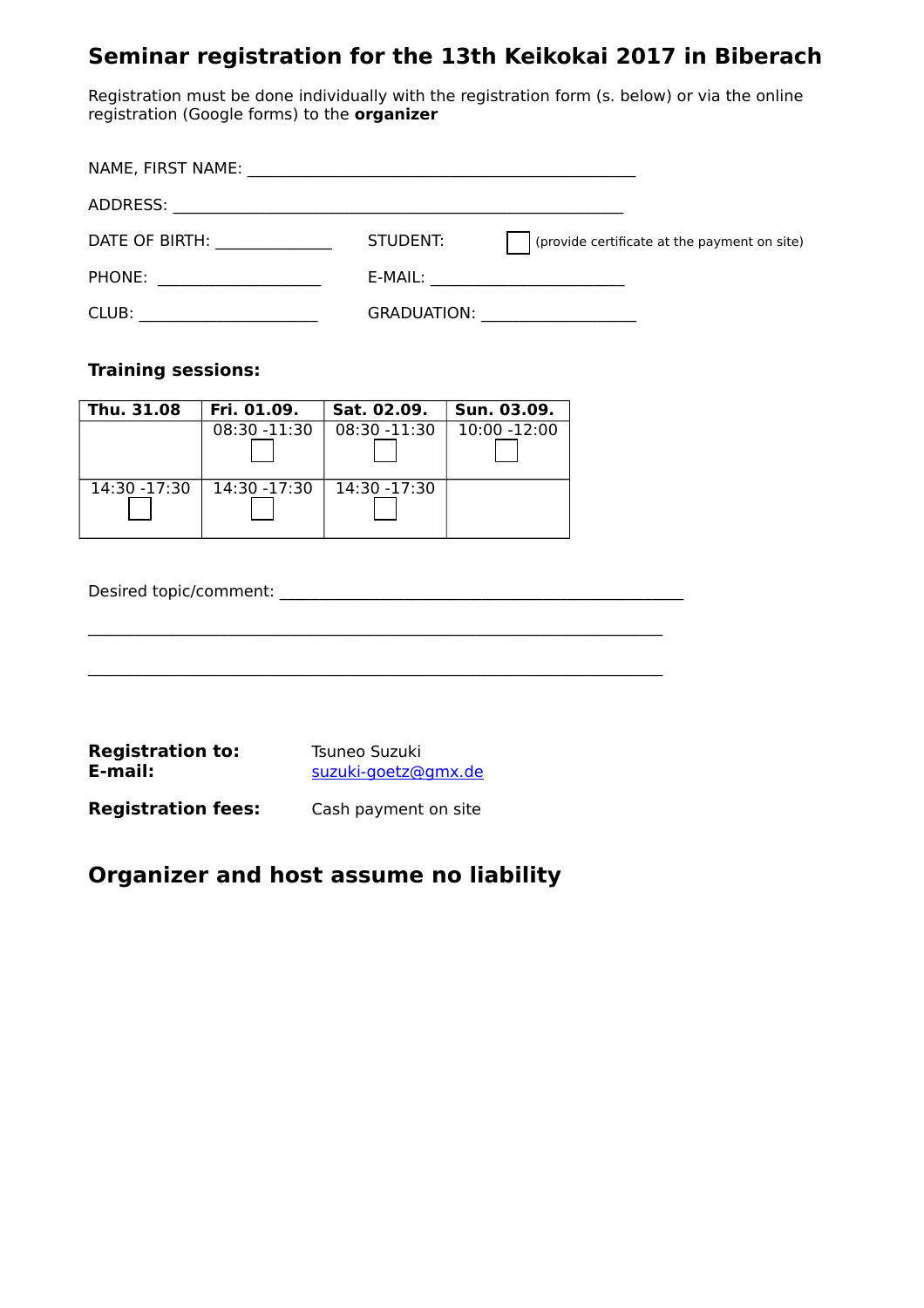# Seminar registration for the 13th Keikokai 2017 in Biberach

Registration must be done individually with the registration form (s. below) or via the online registration (Google forms) to the **organizer**

NAME, FIRST NAME: ______________________________________________

ADDRESS: ______________________________________________________

DATE OF BIRTH: ______________ STUDENT: ☐ (provide certificate at the payment on site)

PHONE: ___________________ E-MAIL: _______________________

CLUB: _____________________ GRADUATION: __________________

**Training sessions:**

| **Thu. 31.08** | **Fri. 01.09.** | **Sat. 02.09.** | **Sun. 03.09.** |
|---|---|---|---|
| | 08:30 -11:30 ☐ | 08:30 -11:30 ☐ | 10:00 -12:00 ☐ |
| 14:30 -17:30 ☐ | 14:30 -17:30 ☐ | 14:30 -17:30 ☐ | |

Desired topic/comment: ________________________________________________

____________________________________________________________________

____________________________________________________________________

**Registration to:** Tsuneo Suzuki
**E-mail:** suzuki-goetz@gmx.de

**Registration fees:** Cash payment on site

## Organizer and host assume no liability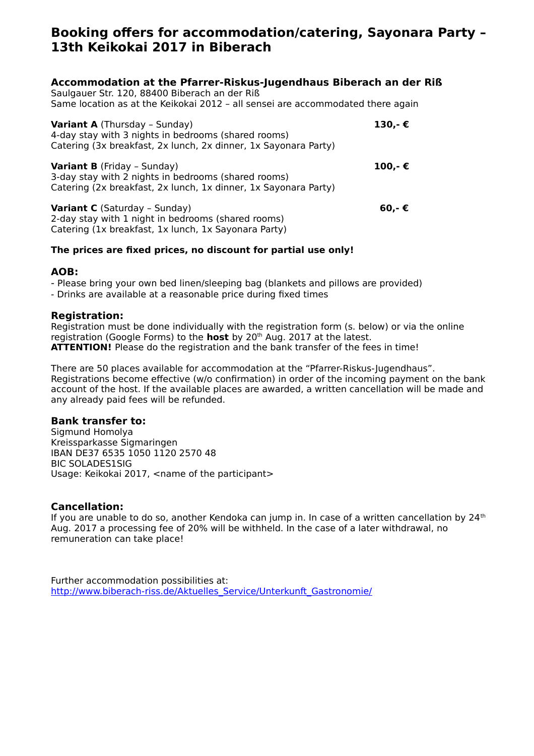# Booking offers for accommodation/catering, Sayonara Party – 13th Keikokai 2017 in Biberach

## Accommodation at the Pfarrer-Riskus-Jugendhaus Biberach an der Riß

Saulgauer Str. 120, 88400 Biberach an der Riß
Same location as at the Keikokai 2012 – all sensei are accommodated there again

**Variant A** (Thursday – Sunday) **130,- €**
4-day stay with 3 nights in bedrooms (shared rooms)
Catering (3x breakfast, 2x lunch, 2x dinner, 1x Sayonara Party)

**Variant B** (Friday – Sunday) **100,- €**
3-day stay with 2 nights in bedrooms (shared rooms)
Catering (2x breakfast, 2x lunch, 1x dinner, 1x Sayonara Party)

**Variant C** (Saturday – Sunday) **60,- €**
2-day stay with 1 night in bedrooms (shared rooms)
Catering (1x breakfast, 1x lunch, 1x Sayonara Party)

**The prices are fixed prices, no discount for partial use only!**

### AOB:

- Please bring your own bed linen/sleeping bag (blankets and pillows are provided)
- Drinks are available at a reasonable price during fixed times

### Registration:

Registration must be done individually with the registration form (s. below) or via the online registration (Google Forms) to the **host** by 20th Aug. 2017 at the latest.
**ATTENTION!** Please do the registration and the bank transfer of the fees in time!

There are 50 places available for accommodation at the "Pfarrer-Riskus-Jugendhaus". Registrations become effective (w/o confirmation) in order of the incoming payment on the bank account of the host. If the available places are awarded, a written cancellation will be made and any already paid fees will be refunded.

### Bank transfer to:

Sigmund Homolya
Kreissparkasse Sigmaringen
IBAN DE37 6535 1050 1120 2570 48
BIC SOLADES1SIG
Usage: Keikokai 2017, <name of the participant>

### Cancellation:

If you are unable to do so, another Kendoka can jump in. In case of a written cancellation by 24th Aug. 2017 a processing fee of 20% will be withheld. In the case of a later withdrawal, no remuneration can take place!

Further accommodation possibilities at:
http://www.biberach-riss.de/Aktuelles_Service/Unterkunft_Gastronomie/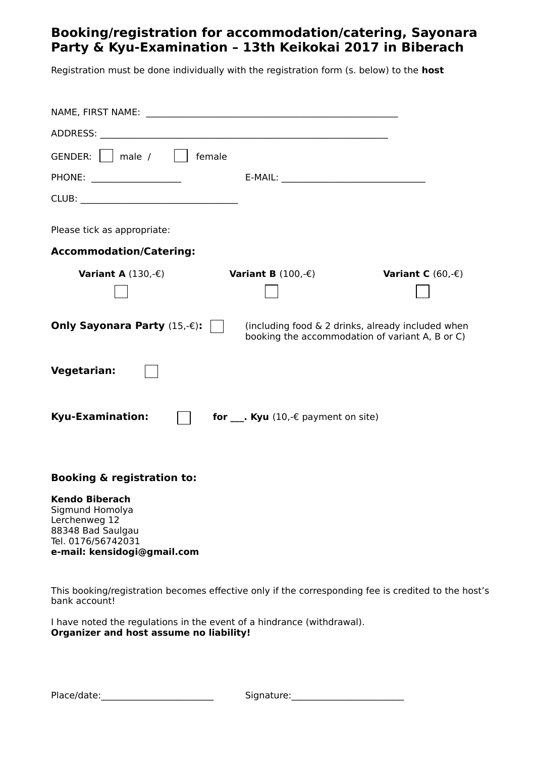# Booking/registration for accommodation/catering, Sayonara Party & Kyu-Examination – 13th Keikokai 2017 in Biberach

Registration must be done individually with the registration form (s. below) to the **host**

NAME, FIRST NAME: ______________________________________________________

ADDRESS: ______________________________________________________________

GENDER: ☐ male / ☐ female

PHONE: ___________________ E-MAIL: ______________________________

CLUB: _________________________________

Please tick as appropriate:

**Accommodation/Catering:**

| **Variant A** (130,-€) | **Variant B** (100,-€) | **Variant C** (60,-€) |
|---|---|---|
| ☐ | ☐ | ☐ |

**Only Sayonara Party** (15,-€)**:** ☐ (including food & 2 drinks, already included when booking the accommodation of variant A, B or C)

**Vegetarian:** ☐

**Kyu-Examination:** ☐ **for ___. Kyu** (10,-€ payment on site)

**Booking & registration to:**

**Kendo Biberach**
Sigmund Homolya
Lerchenweg 12
88348 Bad Saulgau
Tel. 0176/56742031
**e-mail: kensidogi@gmail.com**

This booking/registration becomes effective only if the corresponding fee is credited to the host's bank account!

I have noted the regulations in the event of a hindrance (withdrawal).
**Organizer and host assume no liability!**

Place/date:________________________ Signature:________________________